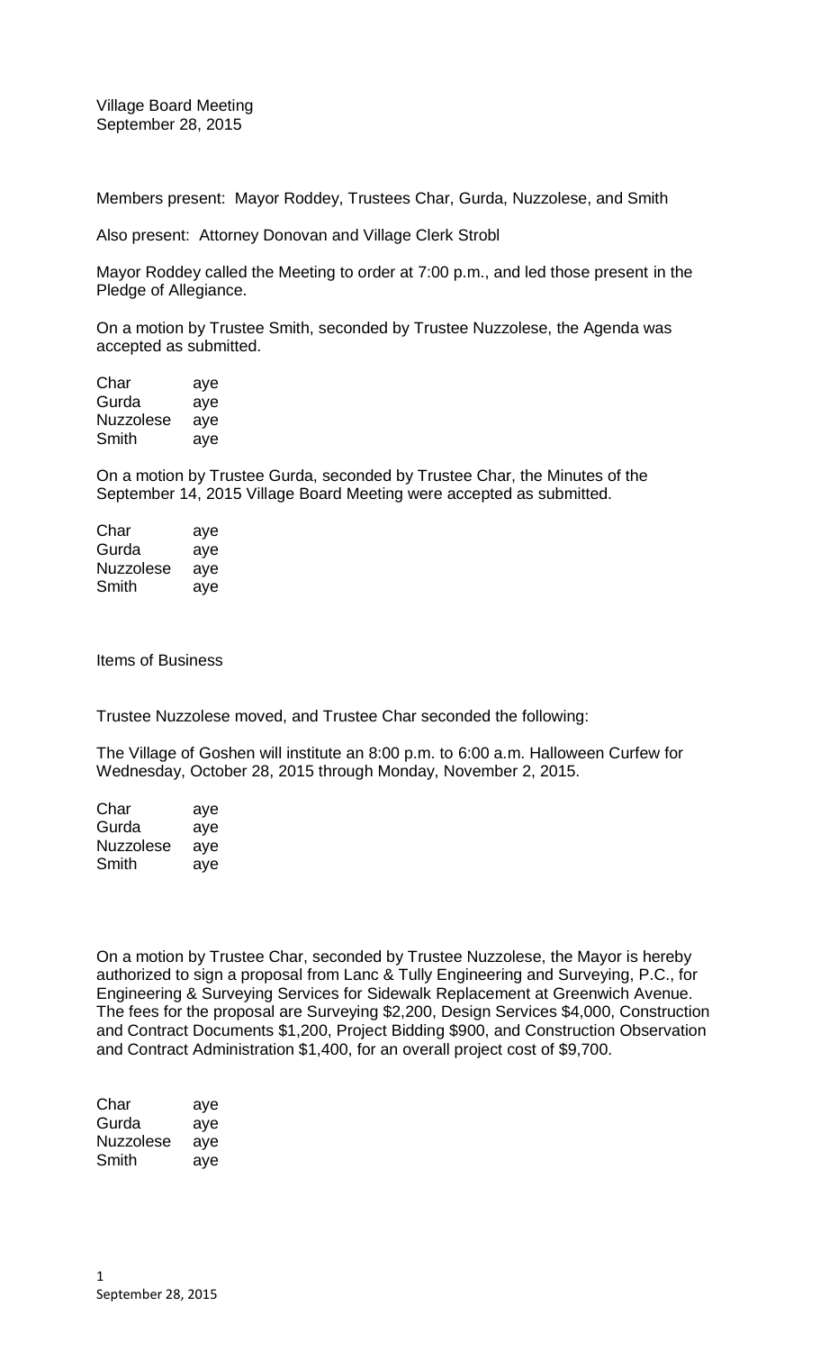Village Board Meeting
September 28, 2015

Members present: Mayor Roddey, Trustees Char, Gurda, Nuzzolese, and Smith

Also present: Attorney Donovan and Village Clerk Strobl

Mayor Roddey called the Meeting to order at 7:00 p.m., and led those present in the Pledge of Allegiance.

On a motion by Trustee Smith, seconded by Trustee Nuzzolese, the Agenda was accepted as submitted.

| | |
|---|---|
| Char | aye |
| Gurda | aye |
| Nuzzolese | aye |
| Smith | aye |

On a motion by Trustee Gurda, seconded by Trustee Char, the Minutes of the September 14, 2015 Village Board Meeting were accepted as submitted.

| | |
|---|---|
| Char | aye |
| Gurda | aye |
| Nuzzolese | aye |
| Smith | aye |

Items of Business

Trustee Nuzzolese moved, and Trustee Char seconded the following:

The Village of Goshen will institute an 8:00 p.m. to 6:00 a.m. Halloween Curfew for Wednesday, October 28, 2015 through Monday, November 2, 2015.

| | |
|---|---|
| Char | aye |
| Gurda | aye |
| Nuzzolese | aye |
| Smith | aye |

On a motion by Trustee Char, seconded by Trustee Nuzzolese, the Mayor is hereby authorized to sign a proposal from Lanc & Tully Engineering and Surveying, P.C., for Engineering & Surveying Services for Sidewalk Replacement at Greenwich Avenue. The fees for the proposal are Surveying $2,200, Design Services $4,000, Construction and Contract Documents $1,200, Project Bidding $900, and Construction Observation and Contract Administration $1,400, for an overall project cost of $9,700.

| | |
|---|---|
| Char | aye |
| Gurda | aye |
| Nuzzolese | aye |
| Smith | aye |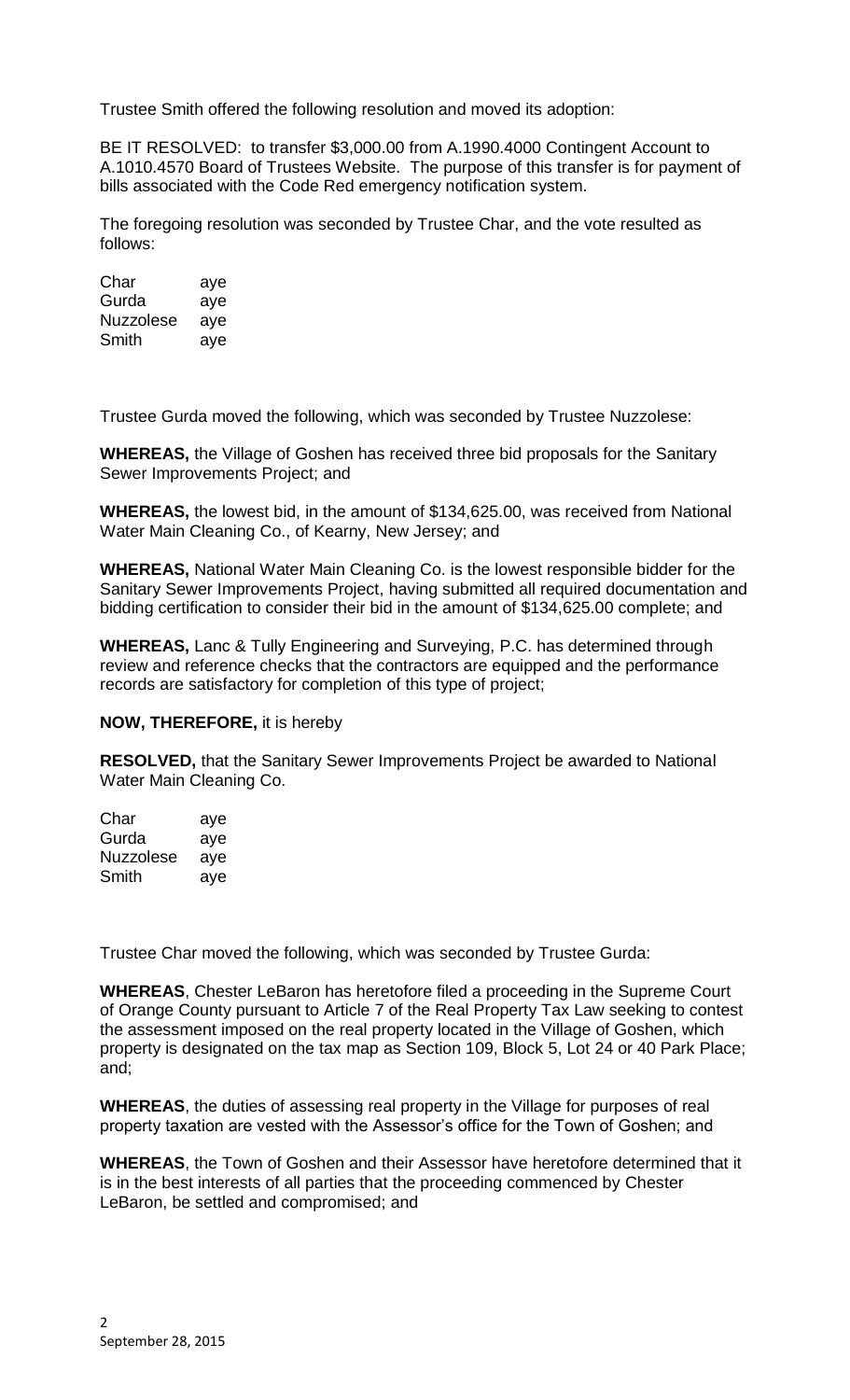Trustee Smith offered the following resolution and moved its adoption:

BE IT RESOLVED: to transfer $3,000.00 from A.1990.4000 Contingent Account to A.1010.4570 Board of Trustees Website. The purpose of this transfer is for payment of bills associated with the Code Red emergency notification system.

The foregoing resolution was seconded by Trustee Char, and the vote resulted as follows:

| | |
|---|---|
| Char | aye |
| Gurda | aye |
| Nuzzolese | aye |
| Smith | aye |

Trustee Gurda moved the following, which was seconded by Trustee Nuzzolese:

**WHEREAS,** the Village of Goshen has received three bid proposals for the Sanitary Sewer Improvements Project; and

**WHEREAS,** the lowest bid, in the amount of $134,625.00, was received from National Water Main Cleaning Co., of Kearny, New Jersey; and

**WHEREAS,** National Water Main Cleaning Co. is the lowest responsible bidder for the Sanitary Sewer Improvements Project, having submitted all required documentation and bidding certification to consider their bid in the amount of $134,625.00 complete; and

**WHEREAS,** Lanc & Tully Engineering and Surveying, P.C. has determined through review and reference checks that the contractors are equipped and the performance records are satisfactory for completion of this type of project;

**NOW, THEREFORE,** it is hereby

**RESOLVED,** that the Sanitary Sewer Improvements Project be awarded to National Water Main Cleaning Co.

| | |
|---|---|
| Char | aye |
| Gurda | aye |
| Nuzzolese | aye |
| Smith | aye |

Trustee Char moved the following, which was seconded by Trustee Gurda:

**WHEREAS**, Chester LeBaron has heretofore filed a proceeding in the Supreme Court of Orange County pursuant to Article 7 of the Real Property Tax Law seeking to contest the assessment imposed on the real property located in the Village of Goshen, which property is designated on the tax map as Section 109, Block 5, Lot 24 or 40 Park Place; and;

**WHEREAS**, the duties of assessing real property in the Village for purposes of real property taxation are vested with the Assessor's office for the Town of Goshen; and

**WHEREAS**, the Town of Goshen and their Assessor have heretofore determined that it is in the best interests of all parties that the proceeding commenced by Chester LeBaron, be settled and compromised; and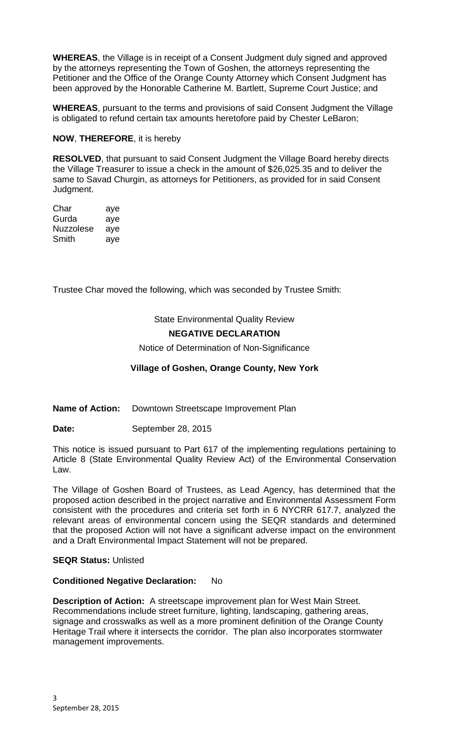**WHEREAS**, the Village is in receipt of a Consent Judgment duly signed and approved by the attorneys representing the Town of Goshen, the attorneys representing the Petitioner and the Office of the Orange County Attorney which Consent Judgment has been approved by the Honorable Catherine M. Bartlett, Supreme Court Justice; and

**WHEREAS**, pursuant to the terms and provisions of said Consent Judgment the Village is obligated to refund certain tax amounts heretofore paid by Chester LeBaron;

**NOW**, **THEREFORE**, it is hereby

**RESOLVED**, that pursuant to said Consent Judgment the Village Board hereby directs the Village Treasurer to issue a check in the amount of $26,025.35 and to deliver the same to Savad Churgin, as attorneys for Petitioners, as provided for in said Consent Judgment.

| | |
|---|---|
| Char | aye |
| Gurda | aye |
| Nuzzolese | aye |
| Smith | aye |

Trustee Char moved the following, which was seconded by Trustee Smith:

State Environmental Quality Review

**NEGATIVE DECLARATION**

Notice of Determination of Non-Significance

**Village of Goshen, Orange County, New York**

**Name of Action:** Downtown Streetscape Improvement Plan

**Date:** September 28, 2015

This notice is issued pursuant to Part 617 of the implementing regulations pertaining to Article 8 (State Environmental Quality Review Act) of the Environmental Conservation Law.

The Village of Goshen Board of Trustees, as Lead Agency, has determined that the proposed action described in the project narrative and Environmental Assessment Form consistent with the procedures and criteria set forth in 6 NYCRR 617.7, analyzed the relevant areas of environmental concern using the SEQR standards and determined that the proposed Action will not have a significant adverse impact on the environment and a Draft Environmental Impact Statement will not be prepared.

**SEQR Status:** Unlisted

**Conditioned Negative Declaration:** No

**Description of Action:** A streetscape improvement plan for West Main Street. Recommendations include street furniture, lighting, landscaping, gathering areas, signage and crosswalks as well as a more prominent definition of the Orange County Heritage Trail where it intersects the corridor. The plan also incorporates stormwater management improvements.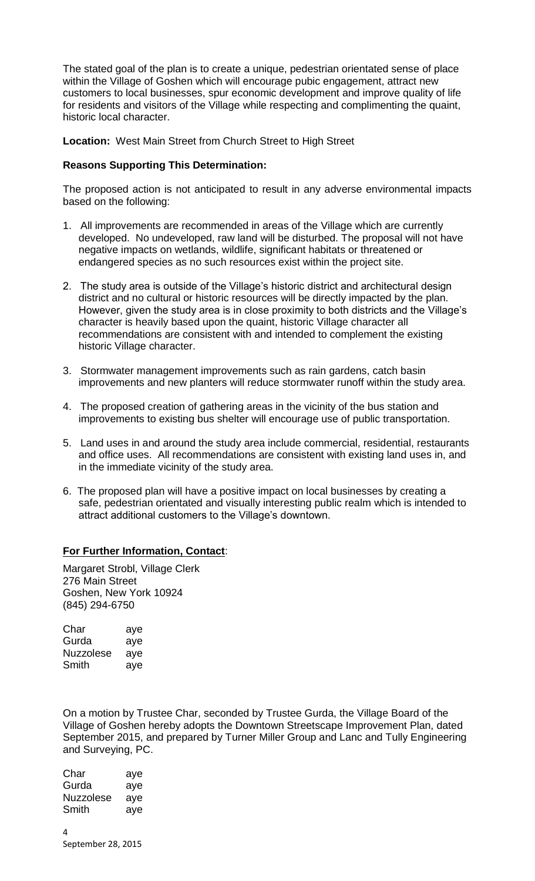The stated goal of the plan is to create a unique, pedestrian orientated sense of place within the Village of Goshen which will encourage pubic engagement, attract new customers to local businesses, spur economic development and improve quality of life for residents and visitors of the Village while respecting and complimenting the quaint, historic local character.

**Location:** West Main Street from Church Street to High Street

**Reasons Supporting This Determination:**

The proposed action is not anticipated to result in any adverse environmental impacts based on the following:

1. All improvements are recommended in areas of the Village which are currently developed. No undeveloped, raw land will be disturbed. The proposal will not have negative impacts on wetlands, wildlife, significant habitats or threatened or endangered species as no such resources exist within the project site.

2. The study area is outside of the Village's historic district and architectural design district and no cultural or historic resources will be directly impacted by the plan. However, given the study area is in close proximity to both districts and the Village's character is heavily based upon the quaint, historic Village character all recommendations are consistent with and intended to complement the existing historic Village character.

3. Stormwater management improvements such as rain gardens, catch basin improvements and new planters will reduce stormwater runoff within the study area.

4. The proposed creation of gathering areas in the vicinity of the bus station and improvements to existing bus shelter will encourage use of public transportation.

5. Land uses in and around the study area include commercial, residential, restaurants and office uses. All recommendations are consistent with existing land uses in, and in the immediate vicinity of the study area.

6. The proposed plan will have a positive impact on local businesses by creating a safe, pedestrian orientated and visually interesting public realm which is intended to attract additional customers to the Village's downtown.

**For Further Information, Contact**:

Margaret Strobl, Village Clerk
276 Main Street
Goshen, New York 10924
(845) 294-6750

Char aye
Gurda aye
Nuzzolese aye
Smith aye

On a motion by Trustee Char, seconded by Trustee Gurda, the Village Board of the Village of Goshen hereby adopts the Downtown Streetscape Improvement Plan, dated September 2015, and prepared by Turner Miller Group and Lanc and Tully Engineering and Surveying, PC.

Char aye
Gurda aye
Nuzzolese aye
Smith aye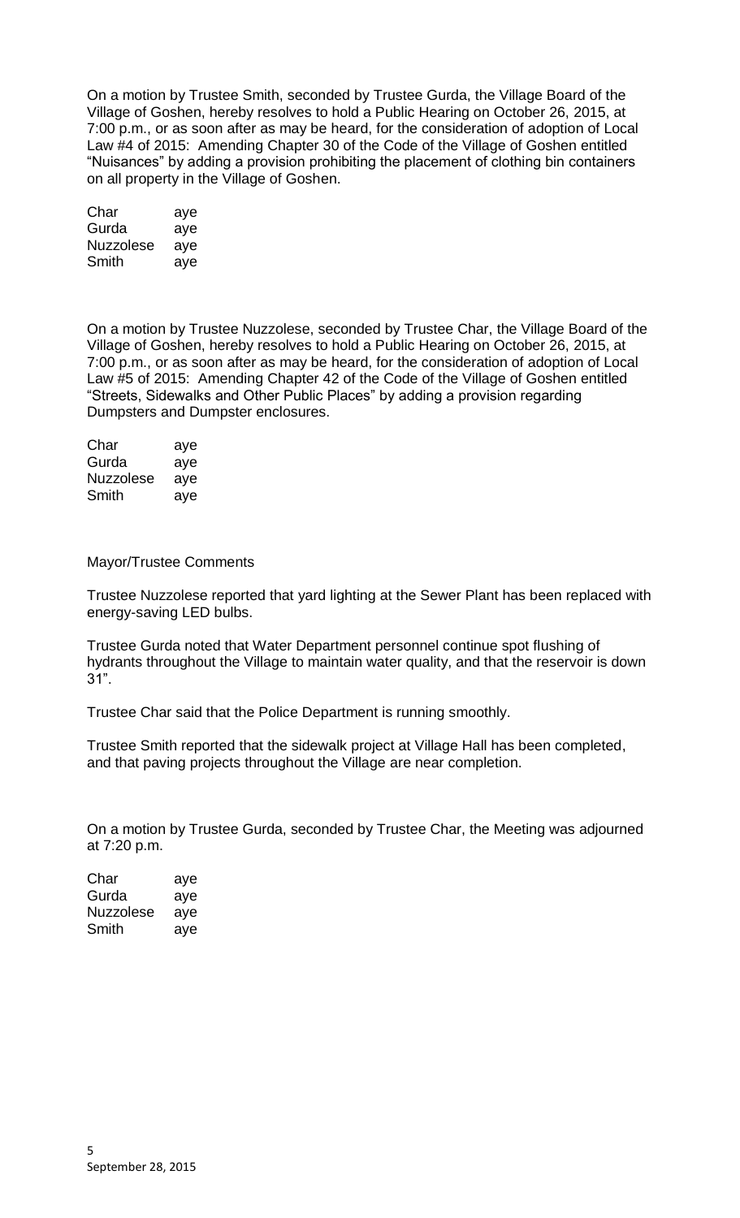On a motion by Trustee Smith, seconded by Trustee Gurda, the Village Board of the Village of Goshen, hereby resolves to hold a Public Hearing on October 26, 2015, at 7:00 p.m., or as soon after as may be heard, for the consideration of adoption of Local Law #4 of 2015: Amending Chapter 30 of the Code of the Village of Goshen entitled "Nuisances" by adding a provision prohibiting the placement of clothing bin containers on all property in the Village of Goshen.

| | |
|---|---|
| Char | aye |
| Gurda | aye |
| Nuzzolese | aye |
| Smith | aye |

On a motion by Trustee Nuzzolese, seconded by Trustee Char, the Village Board of the Village of Goshen, hereby resolves to hold a Public Hearing on October 26, 2015, at 7:00 p.m., or as soon after as may be heard, for the consideration of adoption of Local Law #5 of 2015: Amending Chapter 42 of the Code of the Village of Goshen entitled "Streets, Sidewalks and Other Public Places" by adding a provision regarding Dumpsters and Dumpster enclosures.

| | |
|---|---|
| Char | aye |
| Gurda | aye |
| Nuzzolese | aye |
| Smith | aye |

Mayor/Trustee Comments

Trustee Nuzzolese reported that yard lighting at the Sewer Plant has been replaced with energy-saving LED bulbs.

Trustee Gurda noted that Water Department personnel continue spot flushing of hydrants throughout the Village to maintain water quality, and that the reservoir is down 31".

Trustee Char said that the Police Department is running smoothly.

Trustee Smith reported that the sidewalk project at Village Hall has been completed, and that paving projects throughout the Village are near completion.

On a motion by Trustee Gurda, seconded by Trustee Char, the Meeting was adjourned at 7:20 p.m.

| | |
|---|---|
| Char | aye |
| Gurda | aye |
| Nuzzolese | aye |
| Smith | aye |